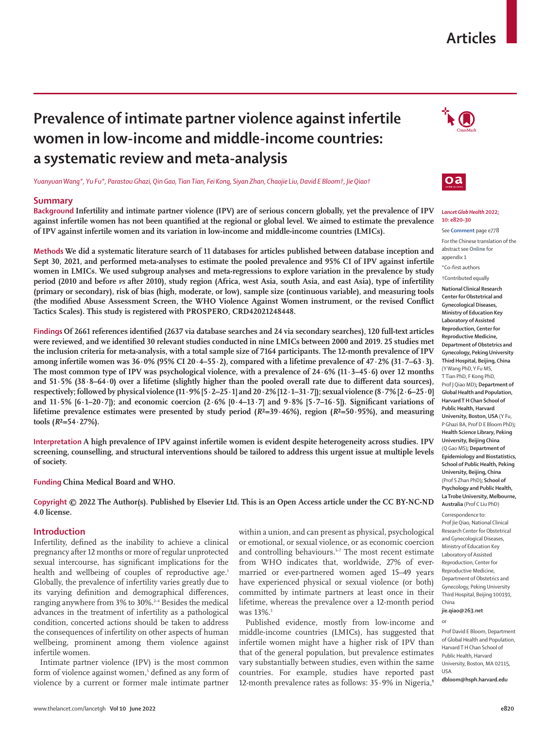# Prevalence of intimate partner violence against infertile women in low-income and middle-income countries: a systematic review and meta-analysis

*Yuanyuan Wang\*, Yu Fu\*, Parastou Ghazi, Qin Gao, Tian Tian, Fei Kong, Siyan Zhan, Chaojie Liu, David E Bloom†, Jie Qiao†*

## Summary

**Background** Infertility and intimate partner violence (IPV) are of serious concern globally, yet the prevalence of IPV against infertile women has not been quantified at the regional or global level. We aimed to estimate the prevalence of IPV against infertile women and its variation in low-income and middle-income countries (LMICs).

**Methods** We did a systematic literature search of 11 databases for articles published between database inception and Sept 30, 2021, and performed meta-analyses to estimate the pooled prevalence and 95% CI of IPV against infertile women in LMICs. We used subgroup analyses and meta-regressions to explore variation in the prevalence by study period (2010 and before *vs* after 2010), study region (Africa, west Asia, south Asia, and east Asia), type of infertility (primary or secondary), risk of bias (high, moderate, or low), sample size (continuous variable), and measuring tools (the modified Abuse Assessment Screen, the WHO Violence Against Women instrument, or the revised Conflict Tactics Scales). This study is registered with PROSPERO, CRD42021248448.

**Findings** Of 2661 references identified (2637 via database searches and 24 via secondary searches), 120 full-text articles were reviewed, and we identified 30 relevant studies conducted in nine LMICs between 2000 and 2019. 25 studies met the inclusion criteria for meta-analysis, with a total sample size of 7164 participants. The 12-month prevalence of IPV among infertile women was 36·0% (95% CI 20·4–55·2), compared with a lifetime prevalence of 47·2% (31·7–63·3). The most common type of IPV was psychological violence, with a prevalence of 24·6% (11·3–45·6) over 12 months and 51·5% (38·8–64·0) over a lifetime (slightly higher than the pooled overall rate due to different data sources), respectively; followed by physical violence (11·9% [5·2–25·1] and 20·2% [12·1–31·7]); sexual violence (8·7% [2·6–25·0] and 11·5% [6·1–20·7]); and economic coercion (2·6% [0·4–13·7] and 9·8% [5·7–16·5]). Significant variations of lifetime prevalence estimates were presented by study period ($R^2$=39·46%), region ($R^2$=50·95%), and measuring tools ($R^2$=54·27%).

**Interpretation** A high prevalence of IPV against infertile women is evident despite heterogeneity across studies. IPV screening, counselling, and structural interventions should be tailored to address this urgent issue at multiple levels of society.

**Funding** China Medical Board and WHO.

**Copyright** © 2022 The Author(s). Published by Elsevier Ltd. This is an Open Access article under the CC BY-NC-ND 4.0 license.

*Lancet Glob Health* 2022; 10: e820–30

See **Comment** page e778

For the Chinese translation of the abstract see **Online** for appendix 1

\*Co-first authors

†Contributed equally

**National Clinical Research Center for Obstetrical and Gynecological Diseases, Ministry of Education Key Laboratory of Assisted Reproduction, Center for Reproductive Medicine, Department of Obstetrics and Gynecology, Peking University Third Hospital, Beijing, China** (Y Wang PhD, Y Fu MS, T Tian PhD, F Kong PhD, Prof J Qiao MD)**; Department of Global Health and Population, Harvard T H Chan School of Public Health, Harvard University, Boston, USA** (Y Fu, P Ghazi BA, Prof D E Bloom PhD)**; Health Science Library, Peking University, Beijing China** (Q Gao MS)**; Department of Epidemiology and Biostatistics, School of Public Health, Peking University, Beijing, China** (Prof S Zhan PhD)**; School of Psychology and Public Health, La Trobe University, Melbourne, Australia** (Prof C Liu PhD)

Correspondence to: Prof Jie Qiao, National Clinical Research Center for Obstetrical and Gynecological Diseases, Ministry of Education Key Laboratory of Assisted Reproduction, Center for Reproductive Medicine, Department of Obstetrics and Gynecology, Peking University Third Hospital, Beijing 100191, China **jie.qiao@263.net**

or

Prof David E Bloom, Department of Global Health and Population, Harvard T H Chan School of Public Health, Harvard University, Boston, MA 02115, USA **dbloom@hsph.harvard.edu**

## Introduction

Infertility, defined as the inability to achieve a clinical pregnancy after 12 months or more of regular unprotected sexual intercourse, has significant implications for the health and wellbeing of couples of reproductive age.[1] Globally, the prevalence of infertility varies greatly due to its varying definition and demographical differences, ranging anywhere from 3% to 30%.[2–4] Besides the medical advances in the treatment of infertility as a pathological condition, concerted actions should be taken to address the consequences of infertility on other aspects of human wellbeing, prominent among them violence against infertile women.

Intimate partner violence (IPV) is the most common form of violence against women,[5] defined as any form of violence by a current or former male intimate partner within a union, and can present as physical, psychological or emotional, or sexual violence, or as economic coercion and controlling behaviours.[5–7] The most recent estimate from WHO indicates that, worldwide, 27% of ever-married or ever-partnered women aged 15–49 years have experienced physical or sexual violence (or both) committed by intimate partners at least once in their lifetime, whereas the prevalence over a 12-month period was 13%.[5]

Published evidence, mostly from low-income and middle-income countries (LMICs), has suggested that infertile women might have a higher risk of IPV than that of the general population, but prevalence estimates vary substantially between studies, even within the same countries. For example, studies have reported past 12-month prevalence rates as follows: 35·9% in Nigeria,[8]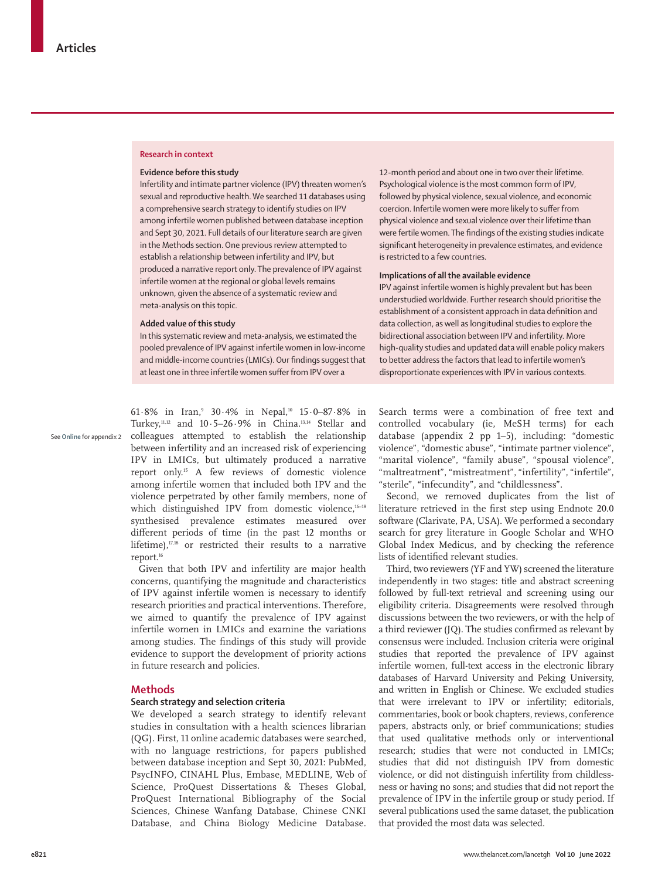## Research in context

### Evidence before this study

Infertility and intimate partner violence (IPV) threaten women's sexual and reproductive health. We searched 11 databases using a comprehensive search strategy to identify studies on IPV among infertile women published between database inception and Sept 30, 2021. Full details of our literature search are given in the Methods section. One previous review attempted to establish a relationship between infertility and IPV, but produced a narrative report only. The prevalence of IPV against infertile women at the regional or global levels remains unknown, given the absence of a systematic review and meta-analysis on this topic.

### Added value of this study

In this systematic review and meta-analysis, we estimated the pooled prevalence of IPV against infertile women in low-income and middle-income countries (LMICs). Our findings suggest that at least one in three infertile women suffer from IPV over a 12-month period and about one in two over their lifetime. Psychological violence is the most common form of IPV, followed by physical violence, sexual violence, and economic coercion. Infertile women were more likely to suffer from physical violence and sexual violence over their lifetime than were fertile women. The findings of the existing studies indicate significant heterogeneity in prevalence estimates, and evidence is restricted to a few countries.

### Implications of all the available evidence

IPV against infertile women is highly prevalent but has been understudied worldwide. Further research should prioritise the establishment of a consistent approach in data definition and data collection, as well as longitudinal studies to explore the bidirectional association between IPV and infertility. More high-quality studies and updated data will enable policy makers to better address the factors that lead to infertile women's disproportionate experiences with IPV in various contexts.

61·8% in Iran,[9] 30·4% in Nepal,[10] 15·0–87·8% in Turkey,[11,12] and 10·5–26·9% in China.[13,14] Stellar and colleagues attempted to establish the relationship between infertility and an increased risk of experiencing IPV in LMICs, but ultimately produced a narrative report only.[15] A few reviews of domestic violence among infertile women that included both IPV and the violence perpetrated by other family members, none of which distinguished IPV from domestic violence,[16–18] synthesised prevalence estimates measured over different periods of time (in the past 12 months or lifetime),[17,18] or restricted their results to a narrative report.[16]

See Online for appendix 2

Given that both IPV and infertility are major health concerns, quantifying the magnitude and characteristics of IPV against infertile women is necessary to identify research priorities and practical interventions. Therefore, we aimed to quantify the prevalence of IPV against infertile women in LMICs and examine the variations among studies. The findings of this study will provide evidence to support the development of priority actions in future research and policies.

## Methods

### Search strategy and selection criteria

We developed a search strategy to identify relevant studies in consultation with a health sciences librarian (QG). First, 11 online academic databases were searched, with no language restrictions, for papers published between database inception and Sept 30, 2021: PubMed, PsycINFO, CINAHL Plus, Embase, MEDLINE, Web of Science, ProQuest Dissertations & Theses Global, ProQuest International Bibliography of the Social Sciences, Chinese Wanfang Database, Chinese CNKI Database, and China Biology Medicine Database. Search terms were a combination of free text and controlled vocabulary (ie, MeSH terms) for each database (appendix 2 pp 1–5), including: "domestic violence", "domestic abuse", "intimate partner violence", "marital violence", "family abuse", "spousal violence", "maltreatment", "mistreatment", "infertility", "infertile", "sterile", "infecundity", and "childlessness".

Second, we removed duplicates from the list of literature retrieved in the first step using Endnote 20.0 software (Clarivate, PA, USA). We performed a secondary search for grey literature in Google Scholar and WHO Global Index Medicus, and by checking the reference lists of identified relevant studies.

Third, two reviewers (YF and YW) screened the literature independently in two stages: title and abstract screening followed by full-text retrieval and screening using our eligibility criteria. Disagreements were resolved through discussions between the two reviewers, or with the help of a third reviewer (JQ). The studies confirmed as relevant by consensus were included. Inclusion criteria were original studies that reported the prevalence of IPV against infertile women, full-text access in the electronic library databases of Harvard University and Peking University, and written in English or Chinese. We excluded studies that were irrelevant to IPV or infertility; editorials, commentaries, book or book chapters, reviews, conference papers, abstracts only, or brief communications; studies that used qualitative methods only or interventional research; studies that were not conducted in LMICs; studies that did not distinguish IPV from domestic violence, or did not distinguish infertility from childlessness or having no sons; and studies that did not report the prevalence of IPV in the infertile group or study period. If several publications used the same dataset, the publication that provided the most data was selected.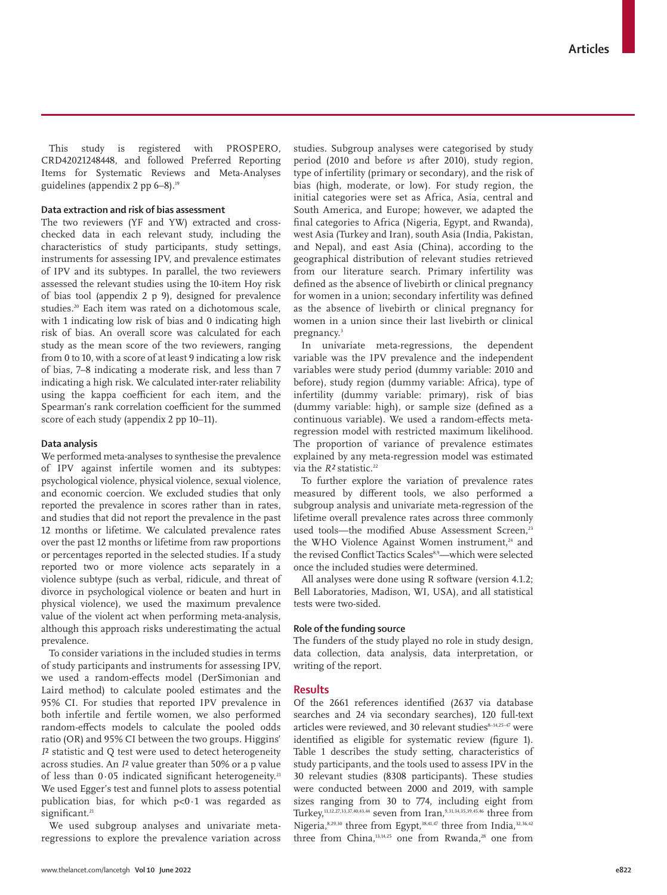This study is registered with PROSPERO, CRD42021248448, and followed Preferred Reporting Items for Systematic Reviews and Meta-Analyses guidelines (appendix 2 pp 6–8).[19]

### Data extraction and risk of bias assessment

The two reviewers (YF and YW) extracted and cross-checked data in each relevant study, including the characteristics of study participants, study settings, instruments for assessing IPV, and prevalence estimates of IPV and its subtypes. In parallel, the two reviewers assessed the relevant studies using the 10-item Hoy risk of bias tool (appendix 2 p 9), designed for prevalence studies.[20] Each item was rated on a dichotomous scale, with 1 indicating low risk of bias and 0 indicating high risk of bias. An overall score was calculated for each study as the mean score of the two reviewers, ranging from 0 to 10, with a score of at least 9 indicating a low risk of bias, 7–8 indicating a moderate risk, and less than 7 indicating a high risk. We calculated inter-rater reliability using the kappa coefficient for each item, and the Spearman's rank correlation coefficient for the summed score of each study (appendix 2 pp 10–11).

### Data analysis

We performed meta-analyses to synthesise the prevalence of IPV against infertile women and its subtypes: psychological violence, physical violence, sexual violence, and economic coercion. We excluded studies that only reported the prevalence in scores rather than in rates, and studies that did not report the prevalence in the past 12 months or lifetime. We calculated prevalence rates over the past 12 months or lifetime from raw proportions or percentages reported in the selected studies. If a study reported two or more violence acts separately in a violence subtype (such as verbal, ridicule, and threat of divorce in psychological violence or beaten and hurt in physical violence), we used the maximum prevalence value of the violent act when performing meta-analysis, although this approach risks underestimating the actual prevalence.

To consider variations in the included studies in terms of study participants and instruments for assessing IPV, we used a random-effects model (DerSimonian and Laird method) to calculate pooled estimates and the 95% CI. For studies that reported IPV prevalence in both infertile and fertile women, we also performed random-effects models to calculate the pooled odds ratio (OR) and 95% CI between the two groups. Higgins' $I^2$ statistic and Q test were used to detect heterogeneity across studies. An $I^2$ value greater than 50% or a p value of less than 0·05 indicated significant heterogeneity.[21] We used Egger's test and funnel plots to assess potential publication bias, for which $p<0·1$ was regarded as significant.[21]

We used subgroup analyses and univariate meta-regressions to explore the prevalence variation across studies. Subgroup analyses were categorised by study period (2010 and before *vs* after 2010), study region, type of infertility (primary or secondary), and the risk of bias (high, moderate, or low). For study region, the initial categories were set as Africa, Asia, central and South America, and Europe; however, we adapted the final categories to Africa (Nigeria, Egypt, and Rwanda), west Asia (Turkey and Iran), south Asia (India, Pakistan, and Nepal), and east Asia (China), according to the geographical distribution of relevant studies retrieved from our literature search. Primary infertility was defined as the absence of livebirth or clinical pregnancy for women in a union; secondary infertility was defined as the absence of livebirth or clinical pregnancy for women in a union since their last livebirth or clinical pregnancy.[3]

In univariate meta-regressions, the dependent variable was the IPV prevalence and the independent variables were study period (dummy variable: 2010 and before), study region (dummy variable: Africa), type of infertility (dummy variable: primary), risk of bias (dummy variable: high), or sample size (defined as a continuous variable). We used a random-effects meta-regression model with restricted maximum likelihood. The proportion of variance of prevalence estimates explained by any meta-regression model was estimated via the $R^2$ statistic.[22]

To further explore the variation of prevalence rates measured by different tools, we also performed a subgroup analysis and univariate meta-regression of the lifetime overall prevalence rates across three commonly used tools—the modified Abuse Assessment Screen,[23] the WHO Violence Against Women instrument,[24] and the revised Conflict Tactics Scales[8,9]—which were selected once the included studies were determined.

All analyses were done using R software (version 4.1.2; Bell Laboratories, Madison, WI, USA), and all statistical tests were two-sided.

### Role of the funding source

The funders of the study played no role in study design, data collection, data analysis, data interpretation, or writing of the report.

## Results

Of the 2661 references identified (2637 via database searches and 24 via secondary searches), 120 full-text articles were reviewed, and 30 relevant studies[8–14,25–47] were identified as eligible for systematic review (figure 1). Table 1 describes the study setting, characteristics of study participants, and the tools used to assess IPV in the 30 relevant studies (8308 participants). These studies were conducted between 2000 and 2019, with sample sizes ranging from 30 to 774, including eight from Turkey,[11,12,27,33,37,40,43,44] seven from Iran,[9,31,34,35,39,45,46] three from Nigeria,[8,29,30] three from Egypt,[38,41,47] three from India,[32,36,42] three from China,[13,14,25] one from Rwanda,[28] one from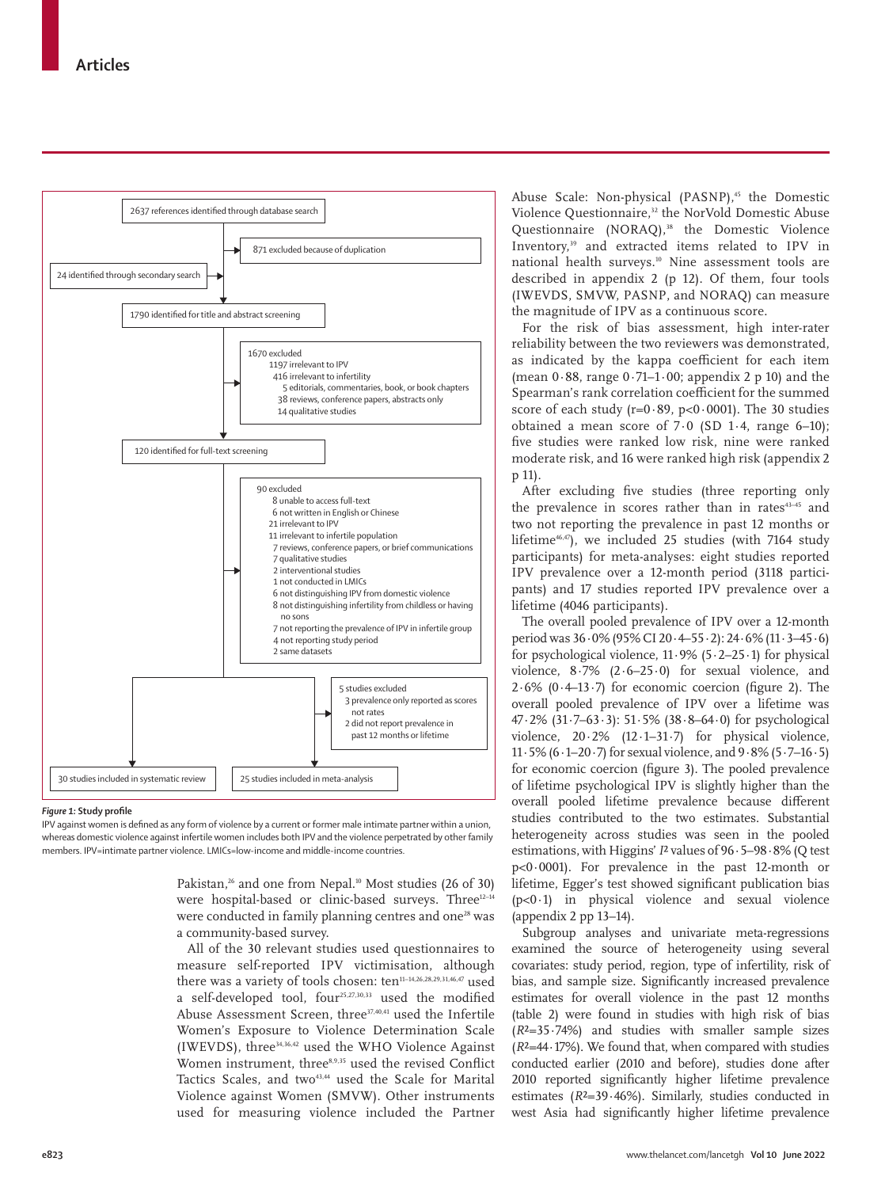2637 references identified through database search

871 excluded because of duplication

24 identified through secondary search

1790 identified for title and abstract screening

1670 excluded
- 1197 irrelevant to IPV
- 416 irrelevant to infertility
- 5 editorials, commentaries, book, or book chapters
- 38 reviews, conference papers, abstracts only
- 14 qualitative studies

120 identified for full-text screening

90 excluded
- 8 unable to access full-text
- 6 not written in English or Chinese
- 21 irrelevant to IPV
- 11 irrelevant to infertile population
- 7 reviews, conference papers, or brief communications
- 7 qualitative studies
- 2 interventional studies
- 1 not conducted in LMICs
- 6 not distinguishing IPV from domestic violence
- 8 not distinguishing infertility from childless or having no sons
- 7 not reporting the prevalence of IPV in infertile group
- 4 not reporting study period
- 2 same datasets

5 studies excluded
- 3 prevalence only reported as scores not rates
- 2 did not report prevalence in past 12 months or lifetime

30 studies included in systematic review

25 studies included in meta-analysis

*Figure 1:* **Study profile**

IPV against women is defined as any form of violence by a current or former male intimate partner within a union, whereas domestic violence against infertile women includes both IPV and the violence perpetrated by other family members. IPV=intimate partner violence. LMICs=low-income and middle-income countries.

Pakistan,[26] and one from Nepal.[10] Most studies (26 of 30) were hospital-based or clinic-based surveys. Three[12–14] were conducted in family planning centres and one[28] was a community-based survey.

All of the 30 relevant studies used questionnaires to measure self-reported IPV victimisation, although there was a variety of tools chosen: ten[11–14,26,28,29,31,46,47] used a self-developed tool, four[25,27,30,33] used the modified Abuse Assessment Screen, three[37,40,41] used the Infertile Women's Exposure to Violence Determination Scale (IWEVDS), three[34,36,42] used the WHO Violence Against Women instrument, three[8,9,35] used the revised Conflict Tactics Scales, and two[43,44] used the Scale for Marital Violence against Women (SMVW). Other instruments used for measuring violence included the Partner Abuse Scale: Non-physical (PASNP),[45] the Domestic Violence Questionnaire,[32] the NorVold Domestic Abuse Questionnaire (NORAQ),[38] the Domestic Violence Inventory,[39] and extracted items related to IPV in national health surveys.[10] Nine assessment tools are described in appendix 2 (p 12). Of them, four tools (IWEVDS, SMVW, PASNP, and NORAQ) can measure the magnitude of IPV as a continuous score.

For the risk of bias assessment, high inter-rater reliability between the two reviewers was demonstrated, as indicated by the kappa coefficient for each item (mean 0·88, range 0·71–1·00; appendix 2 p 10) and the Spearman's rank correlation coefficient for the summed score of each study (r=0·89, p<0·0001). The 30 studies obtained a mean score of 7·0 (SD 1·4, range 6–10); five studies were ranked low risk, nine were ranked moderate risk, and 16 were ranked high risk (appendix 2 p 11).

After excluding five studies (three reporting only the prevalence in scores rather than in rates[43–45] and two not reporting the prevalence in past 12 months or lifetime[46,47]), we included 25 studies (with 7164 study participants) for meta-analyses: eight studies reported IPV prevalence over a 12-month period (3118 participants) and 17 studies reported IPV prevalence over a lifetime (4046 participants).

The overall pooled prevalence of IPV over a 12-month period was 36·0% (95% CI 20·4–55·2): 24·6% (11·3–45·6) for psychological violence, 11·9% (5·2–25·1) for physical violence, 8·7% (2·6–25·0) for sexual violence, and 2·6% (0·4–13·7) for economic coercion (figure 2). The overall pooled prevalence of IPV over a lifetime was 47·2% (31·7–63·3): 51·5% (38·8–64·0) for psychological violence, 20·2% (12·1–31·7) for physical violence, 11·5% (6·1–20·7) for sexual violence, and 9·8% (5·7–16·5) for economic coercion (figure 3). The pooled prevalence of lifetime psychological IPV is slightly higher than the overall pooled lifetime prevalence because different studies contributed to the two estimates. Substantial heterogeneity across studies was seen in the pooled estimations, with Higgins' $I^2$ values of 96·5–98·8% (Q test p<0·0001). For prevalence in the past 12-month or lifetime, Egger's test showed significant publication bias (p<0·1) in physical violence and sexual violence (appendix 2 pp 13–14).

Subgroup analyses and univariate meta-regressions examined the source of heterogeneity using several covariates: study period, region, type of infertility, risk of bias, and sample size. Significantly increased prevalence estimates for overall violence in the past 12 months (table 2) were found in studies with high risk of bias ($R^2$=35·74%) and studies with smaller sample sizes ($R^2$=44·17%). We found that, when compared with studies conducted earlier (2010 and before), studies done after 2010 reported significantly higher lifetime prevalence estimates ($R^2$=39·46%). Similarly, studies conducted in west Asia had significantly higher lifetime prevalence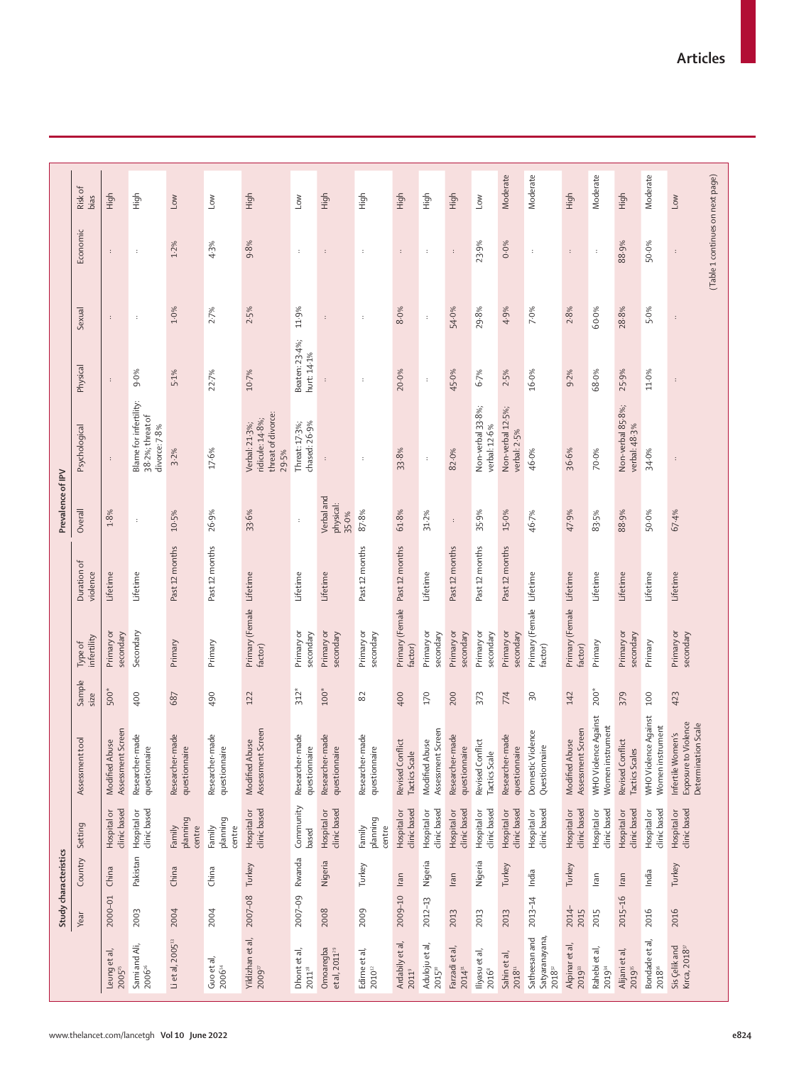| | Study characteristics | | | | | | | | Prevalence of IPV | | | | | | Risk of bias |
|---|---|---|---|---|---|---|---|---|---|---|---|---|---|---|---|
| | Year | Country | Setting | Assessment tool | Sample size | Type of infertility | Duration of violence | Overall | Psychological | Physical | Sexual | Economic | |
| Leung et al, 2005[25] | 2000–01 | China | Hospital or clinic based | Modified Abuse Assessment Screen | 500* | Primary or secondary | Lifetime | 1·8% | .. | .. | .. | .. | High |
| Sami and Ali, 2006[26] | 2003 | Pakistan | Hospital or clinic based | Researcher-made questionnaire | 400 | Secondary | Lifetime | .. | Blame for infertility: 38·2%; threat of divorce: 7·8% | 9·0% | .. | .. | High |
| Li et al, 2005[13] | 2004 | China | Family planning centre | Researcher-made questionnaire | 687 | Primary | Past 12 months | 10·5% | 3·2% | 5·1% | 1·0% | 1·2% | Low |
| Guo et al, 2006[14] | 2004 | China | Family planning centre | Researcher-made questionnaire | 490 | Primary | Past 12 months | 26·9% | 17·6% | 22·7% | 2·7% | 4·3% | Low |
| Yildizhan et al, 2009[27] | 2007–08 | Turkey | Hospital or clinic based | Modified Abuse Assessment Screen | 122 | Primary (Female factor) | Lifetime | 33·6% | Verbal: 21·3%; ridicule: 14·8%; threat of divorce: 29·5% | 10·7% | 2·5% | 9·8% | High |
| Dhont et al, 2011[28] | 2007–09 | Rwanda | Community based | Researcher-made questionnaire | 312* | Primary or secondary | Lifetime | .. | Threat: 17·3%; chased: 26·9% | Beaten: 23·4%; hurt: 14·1% | 11·9% | .. | Low |
| Omoaregba et al, 2011[29] | 2008 | Nigeria | Hospital or clinic based | Researcher-made questionnaire | 100* | Primary or secondary | Lifetime | Verbal and physical: 35·0% | .. | .. | .. | .. | High |
| Edirne et al, 2010[12] | 2009 | Turkey | Family planning centre | Researcher-made questionnaire | 82 | Primary or secondary | Past 12 months | 87·8% | .. | .. | .. | .. | High |
| Ardabily et al, 2011[9] | 2009–10 | Iran | Hospital or clinic based | Revised Conflict Tactics Scale | 400 | Primary (Female factor) | Past 12 months | 61·8% | 33·8% | 20·0% | 8·0% | .. | High |
| Adulojju et al, 2015[30] | 2012–13 | Nigeria | Hospital or clinic based | Modified Abuse Assessment Screen | 170 | Primary or secondary | Lifetime | 31·2% | .. | .. | .. | .. | High |
| Farzadi et al, 2014[31] | 2013 | Iran | Hospital or clinic based | Researcher-made questionnaire | 200 | Primary or secondary | Past 12 months | .. | 82·0% | 45·0% | 54·0% | .. | High |
| Iliyasu et al, 2016[2] | 2013 | Nigeria | Hospital or clinic based | Revised Conflict Tactics Scale | 373 | Primary or secondary | Past 12 months | 35·9% | Non-verbal 33·8%; verbal: 12·6% | 6·7% | 29·8% | 23·9% | Low |
| Sahin et al, 2018[11] | 2013 | Turkey | Hospital or clinic based | Researcher-made questionnaire | 774 | Primary or secondary | Past 12 months | 15·0% | Non-verbal 12·5%; verbal: 2·5% | 2·5% | 4·9% | 0·0% | Moderate |
| Satheesan and Satyaranayana, 2018[32] | 2013–14 | India | Hospital or clinic based | Domestic Violence Questionnaire | 30 | Primary (Female factor) | Lifetime | 46·7% | 46·0% | 16·0% | 7·0% | .. | Moderate |
| Akpinar et al, 2019[33] | 2014–2015 | Turkey | Hospital or clinic based | Modified Abuse Assessment Screen | 142 | Primary (Female factor) | Lifetime | 47·9% | 36·6% | 9·2% | 2·8% | .. | High |
| Rahebi et al, 2019[34] | 2015 | Iran | Hospital or clinic based | WHO Violence Against Women instrument | 200* | Primary | Lifetime | 83·5% | 70·0% | 68·0% | 60·0% | .. | Moderate |
| Alijani et al, 2019[35] | 2015–16 | Iran | Hospital or clinic based | Revised Conflict Tactics Scales | 379 | Primary or secondary | Lifetime | 88·9% | Non-verbal 85·8%; verbal: 48·3% | 25·9% | 28·8% | 88·9% | High |
| Bondade et al, 2018[36] | 2016 | India | Hospital or clinic based | WHO Violence Against Women instrument | 100 | Primary | Lifetime | 50·0% | 34·0% | 11·0% | 5·0% | 50·0% | Moderate |
| Sis Çelik and Kırca, 2018[37] | 2016 | Turkey | Hospital or clinic based | Infertile Women's Exposure to Violence Determination Scale | 423 | Primary or secondary | Lifetime | 67·4% | .. | .. | .. | .. | Low |

(Table 1 continues on next page)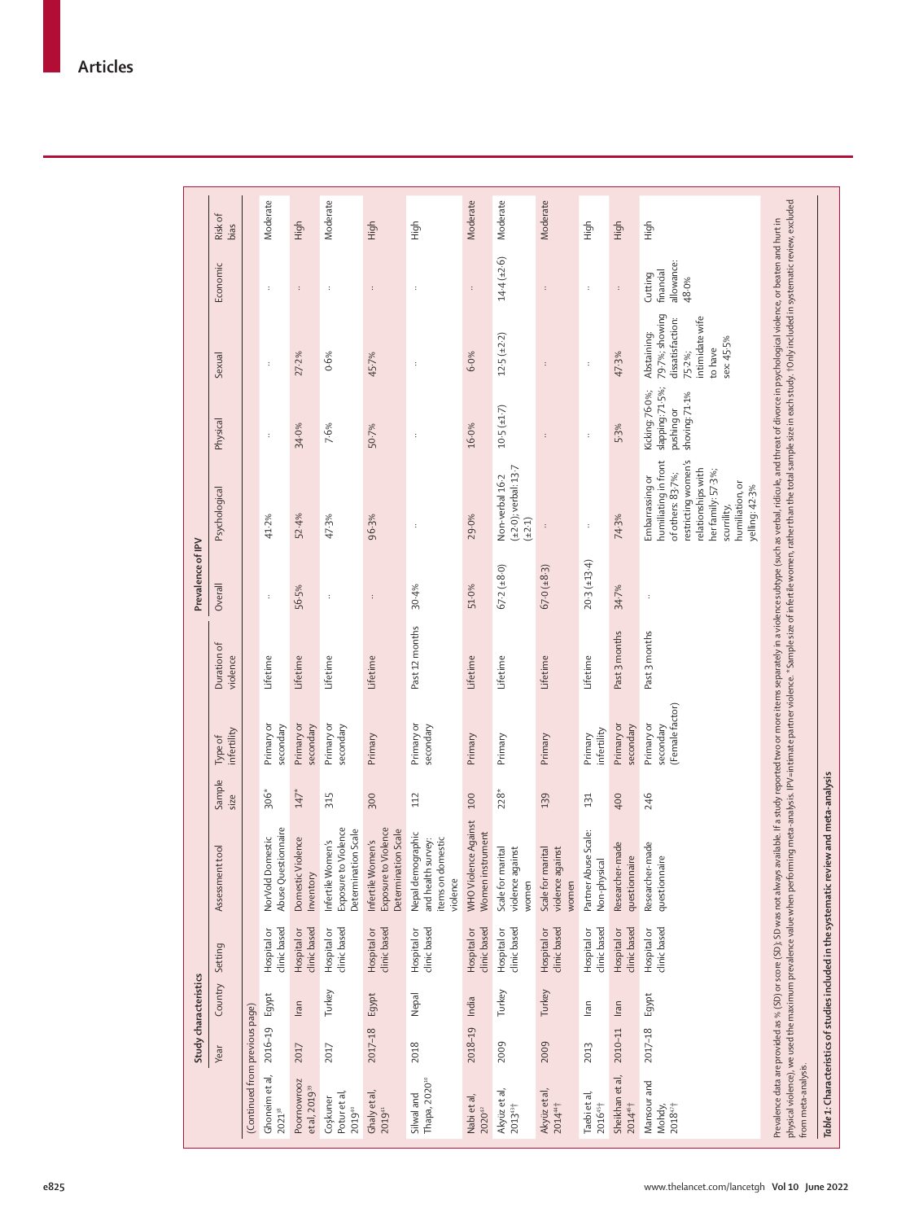| Study characteristics | | | | | | | | Prevalence of IPV | | | | | | Risk of bias |
|---|---|---|---|---|---|---|---|---|---|---|---|---|---|---|
| | Year | Country | Setting | Assessment tool | Sample size | Type of infertility | Duration of violence | Overall | Psychological | Physical | Sexual | Economic | |
| (Continued from previous page) | | | | | | | | | | | | | |
| Ghoneim et al, 2021[38] | 2016–19 | Egypt | Hospital or clinic based | NorVold Domestic Abuse Questionnaire | 306* | Primary or secondary | Lifetime | .. | 41·2% | .. | .. | .. | Moderate |
| Poornowrooz et al, 2019[39] | 2017 | Iran | Hospital or clinic based | Domestic Violence Inventory | 147* | Primary or secondary | Lifetime | 56·5% | 52·4% | 34·0% | 27·2% | .. | High |
| Coşkuner Potur et al, 2019[40] | 2017 | Turkey | Hospital or clinic based | Infertile Women's Exposure to Violence Determination Scale | 315 | Primary or secondary | Lifetime | .. | 47·3% | 7·6% | 0·6% | .. | Moderate |
| Ghaly et al, 2019[41] | 2017–18 | Egypt | Hospital or clinic based | Infertile Women's Exposure to Violence Determination Scale | 300 | Primary | Lifetime | .. | 96·3% | 50·7% | 45·7% | .. | High |
| Silwal and Thapa, 2020[10] | 2018 | Nepal | Hospital or clinic based | Nepal demographic and health survey: items on domestic violence | 112 | Primary or secondary | Past 12 months | 30·4% | .. | .. | .. | .. | High |
| Nabi et al, 2020[42] | 2018–19 | India | Hospital or clinic based | WHO Violence Against Women instrument | 100 | Primary | Lifetime | 51·0% | 29·0% | 16·0% | 6·0% | .. | Moderate |
| Akyüz et al, 2013[43]† | 2009 | Turkey | Hospital or clinic based | Scale for marital violence against women | 228* | Primary | Lifetime | 67·2 (±8·0) | Non-verbal 16·2 (±2·0); verbal: 13·7 (±2·1) | 10·5 (±1·7) | 12·5 (±2·2) | 14·4 (±2·6) | Moderate |
| Akyüz et al, 2014[44]† | 2009 | Turkey | Hospital or clinic based | Scale for marital violence against women | 139 | Primary | Lifetime | 67·0 (±8·3) | .. | .. | .. | .. | Moderate |
| Taebi et al, 2016[45]† | 2013 | Iran | Hospital or clinic based | Partner Abuse Scale: Non-physical | 131 | Primary infertility | Lifetime | 20·3 (±13·4) | .. | .. | .. | .. | High |
| Sheikhan et al, 2014[46]† | 2010–11 | Iran | Hospital or clinic based | Researcher-made questionnaire | 400 | Primary or secondary | Past 3 months | 34·7% | 74·3% | 5·3% | 47·3% | .. | High |
| Mansour and Mohdy, 2018[47]† | 2017–18 | Egypt | Hospital or clinic based | Researcher-made questionnaire | 246 | Primary or secondary (Female factor) | Past 3 months | .. | Embarrassing or humiliating in front of others: 83·7%; restricting women's relationships with her family: 57·3%; scurrility, humiliation, or yelling: 42·3% | Kicking: 76·0%; slapping: 71·5%; pushing or shoving: 71·1% | Abstaining: 79·7%; showing dissatisfaction: 75·2%; intimidate wife to have sex: 45·5% | Cutting financial allowance: 48·0% | High |

Prevalence data are provided as % (SD) or score (SD); SD was not always available. If a study reported two or more items separately in a violence subtype (such as verbal, ridicule, and threat of divorce in psychological violence, or beaten and hurt in physical violence), we used the maximum prevalence value when performing meta-analysis. IPV=intimate partner violence. *Sample size of infertile women, rather than the total sample size in each study. †Only included in systematic review, excluded from meta-analysis.

**Table 1:** Characteristics of studies included in the systematic review and meta-analysis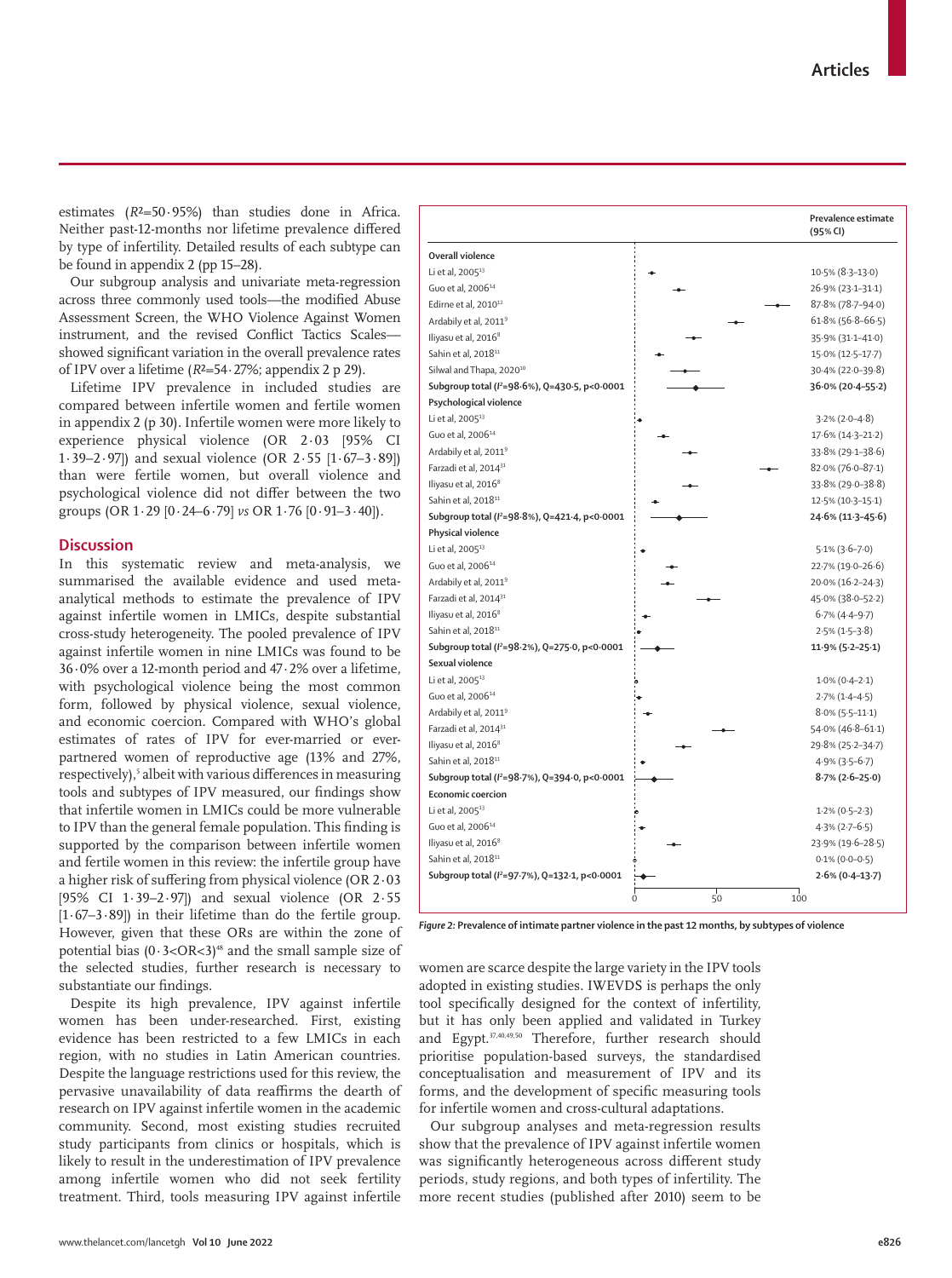estimates ($R^2$=50·95%) than studies done in Africa. Neither past-12-months nor lifetime prevalence differed by type of infertility. Detailed results of each subtype can be found in appendix 2 (pp 15–28).

Our subgroup analysis and univariate meta-regression across three commonly used tools—the modified Abuse Assessment Screen, the WHO Violence Against Women instrument, and the revised Conflict Tactics Scales—showed significant variation in the overall prevalence rates of IPV over a lifetime ($R^2$=54·27%; appendix 2 p 29).

Lifetime IPV prevalence in included studies are compared between infertile women and fertile women in appendix 2 (p 30). Infertile women were more likely to experience physical violence (OR 2·03 [95% CI 1·39–2·97]) and sexual violence (OR 2·55 [1·67–3·89]) than were fertile women, but overall violence and psychological violence did not differ between the two groups (OR 1·29 [0·24–6·79] *vs* OR 1·76 [0·91–3·40]).

| | Prevalence estimate (95% CI) |
|---|---|
| **Overall violence** | |
| Li et al, 2005[13] | 10·5% (8·3–13·0) |
| Guo et al, 2006[14] | 26·9% (23·1–31·1) |
| Edirne et al, 2010[12] | 87·8% (78·7–94·0) |
| Ardabily et al, 2011[9] | 61·8% (56·8–66·5) |
| Iliyasu et al, 2016[8] | 35·9% (31·1–41·0) |
| Sahin et al, 2018[11] | 15·0% (12·5–17·7) |
| Silwal and Thapa, 2020[10] | 30·4% (22·0–39·8) |
| **Subgroup total ($I^2$=98·6%), Q=430·5, p<0·0001** | **36·0% (20·4–55·2)** |
| **Psychological violence** | |
| Li et al, 2005[13] | 3·2% (2·0–4·8) |
| Guo et al, 2006[14] | 17·6% (14·3–21·2) |
| Ardabily et al, 2011[9] | 33·8% (29·1–38·6) |
| Farzadi et al, 2014[31] | 82·0% (76·0–87·1) |
| Iliyasu et al, 2016[8] | 33·8% (29·0–38·8) |
| Sahin et al, 2018[11] | 12·5% (10·3–15·1) |
| **Subgroup total ($I^2$=98·8%), Q=421·4, p<0·0001** | **24·6% (11·3–45·6)** |
| **Physical violence** | |
| Li et al, 2005[13] | 5·1% (3·6–7·0) |
| Guo et al, 2006[14] | 22·7% (19·0–26·6) |
| Ardabily et al, 2011[9] | 20·0% (16·2–24·3) |
| Farzadi et al, 2014[31] | 45·0% (38·0–52·2) |
| Iliyasu et al, 2016[8] | 6·7% (4·4–9·7) |
| Sahin et al, 2018[11] | 2·5% (1·5–3·8) |
| **Subgroup total ($I^2$=98·2%), Q=275·0, p<0·0001** | **11·9% (5·2–25·1)** |
| **Sexual violence** | |
| Li et al, 2005[13] | 1·0% (0·4–2·1) |
| Guo et al, 2006[14] | 2·7% (1·4–4·5) |
| Ardabily et al, 2011[9] | 8·0% (5·5–11·1) |
| Farzadi et al, 2014[31] | 54·0% (46·8–61·1) |
| Iliyasu et al, 2016[8] | 29·8% (25·2–34·7) |
| Sahin et al, 2018[11] | 4·9% (3·5–6·7) |
| **Subgroup total ($I^2$=98·7%), Q=394·0, p<0·0001** | **8·7% (2·6–25·0)** |
| **Economic coercion** | |
| Li et al, 2005[13] | 1·2% (0·5–2·3) |
| Guo et al, 2006[14] | 4·3% (2·7–6·5) |
| Iliyasu et al, 2016[8] | 23·9% (19·6–28·5) |
| Sahin et al, 2018[11] | 0·1% (0·0–0·5) |
| **Subgroup total ($I^2$=97·7%), Q=132·1, p<0·0001** | **2·6% (0·4–13·7)** |

*Figure 2:* **Prevalence of intimate partner violence in the past 12 months, by subtypes of violence**

## Discussion

In this systematic review and meta-analysis, we summarised the available evidence and used meta-analytical methods to estimate the prevalence of IPV against infertile women in LMICs, despite substantial cross-study heterogeneity. The pooled prevalence of IPV against infertile women in nine LMICs was found to be 36·0% over a 12-month period and 47·2% over a lifetime, with psychological violence being the most common form, followed by physical violence, sexual violence, and economic coercion. Compared with WHO's global estimates of rates of IPV for ever-married or ever-partnered women of reproductive age (13% and 27%, respectively),[5] albeit with various differences in measuring tools and subtypes of IPV measured, our findings show that infertile women in LMICs could be more vulnerable to IPV than the general female population. This finding is supported by the comparison between infertile women and fertile women in this review: the infertile group have a higher risk of suffering from physical violence (OR 2·03 [95% CI 1·39–2·97]) and sexual violence (OR 2·55 [1·67–3·89]) in their lifetime than do the fertile group. However, given that these ORs are within the zone of potential bias (0·3<OR<3)[48] and the small sample size of the selected studies, further research is necessary to substantiate our findings.

Despite its high prevalence, IPV against infertile women has been under-researched. First, existing evidence has been restricted to a few LMICs in each region, with no studies in Latin American countries. Despite the language restrictions used for this review, the pervasive unavailability of data reaffirms the dearth of research on IPV against infertile women in the academic community. Second, most existing studies recruited study participants from clinics or hospitals, which is likely to result in the underestimation of IPV prevalence among infertile women who did not seek fertility treatment. Third, tools measuring IPV against infertile women are scarce despite the large variety in the IPV tools adopted in existing studies. IWEVDS is perhaps the only tool specifically designed for the context of infertility, but it has only been applied and validated in Turkey and Egypt.[37,40,49,50] Therefore, further research should prioritise population-based surveys, the standardised conceptualisation and measurement of IPV and its forms, and the development of specific measuring tools for infertile women and cross-cultural adaptations.

Our subgroup analyses and meta-regression results show that the prevalence of IPV against infertile women was significantly heterogeneous across different study periods, study regions, and both types of infertility. The more recent studies (published after 2010) seem to be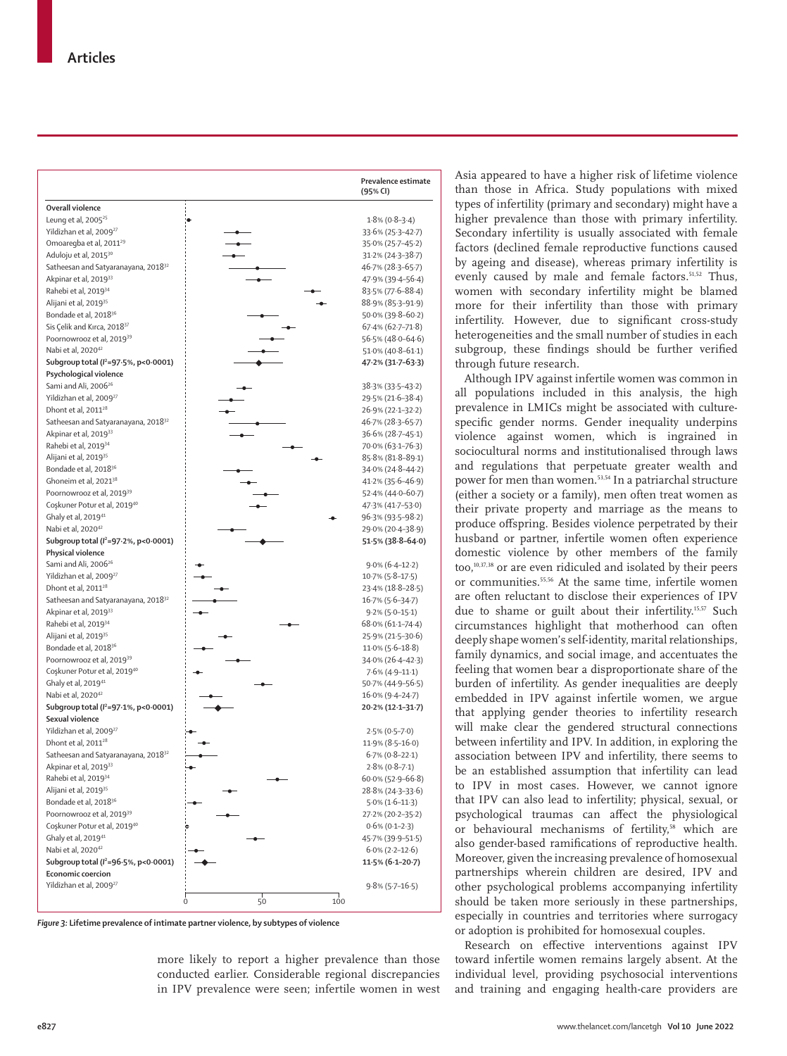| | Prevalence estimate (95% CI) |
|---|---|
| **Overall violence** | |
| Leung et al, 2005[25] | 1·8% (0·8–3·4) |
| Yildizhan et al, 2009[27] | 33·6% (25·3–42·7) |
| Omoaregba et al, 2011[29] | 35·0% (25·7–45·2) |
| Aduloju et al, 2015[30] | 31·2% (24·3–38·7) |
| Satheesan and Satyaranayana, 2018[32] | 46·7% (28·3–65·7) |
| Akpinar et al, 2019[33] | 47·9% (39·4–56·4) |
| Rahebi et al, 2019[34] | 83·5% (77·6–88·4) |
| Alijani et al, 2019[35] | 88·9% (85·3–91·9) |
| Bondade et al, 2018[36] | 50·0% (39·8–60·2) |
| Sis Çelik and Kırca, 2018[37] | 67·4% (62·7–71·8) |
| Poornowrooz et al, 2019[39] | 56·5% (48·0–64·6) |
| Nabi et al, 2020[42] | 51·0% (40·8–61·1) |
| **Subgroup total ($I^2$=97·5%, p<0·0001)** | **47·2% (31·7–63·3)** |
| **Psychological violence** | |
| Sami and Ali, 2006[26] | 38·3% (33·5–43·2) |
| Yildizhan et al, 2009[27] | 29·5% (21·6–38·4) |
| Dhont et al, 2011[28] | 26·9% (22·1–32·2) |
| Satheesan and Satyaranayana, 2018[32] | 46·7% (28·3–65·7) |
| Akpinar et al, 2019[33] | 36·6% (28·7–45·1) |
| Rahebi et al, 2019[34] | 70·0% (63·1–76·3) |
| Alijani et al, 2019[35] | 85·8% (81·8–89·1) |
| Bondade et al, 2018[36] | 34·0% (24·8–44·2) |
| Ghoneim et al, 2021[38] | 41·2% (35·6–46·9) |
| Poornowrooz et al, 2019[39] | 52·4% (44·0–60·7) |
| Coşkuner Potur et al, 2019[40] | 47·3% (41·7–53·0) |
| Ghaly et al, 2019[41] | 96·3% (93·5–98·2) |
| Nabi et al, 2020[42] | 29·0% (20·4–38·9) |
| **Subgroup total ($I^2$=97·2%, p<0·0001)** | **51·5% (38·8–64·0)** |
| **Physical violence** | |
| Sami and Ali, 2006[26] | 9·0% (6·4–12·2) |
| Yildizhan et al, 2009[27] | 10·7% (5·8–17·5) |
| Dhont et al, 2011[28] | 23·4% (18·8–28·5) |
| Satheesan and Satyaranayana, 2018[32] | 16·7% (5·6–34·7) |
| Akpinar et al, 2019[33] | 9·2% (5·0–15·1) |
| Rahebi et al, 2019[34] | 68·0% (61·1–74·4) |
| Alijani et al, 2019[35] | 25·9% (21·5–30·6) |
| Bondade et al, 2018[36] | 11·0% (5·6–18·8) |
| Poornowrooz et al, 2019[39] | 34·0% (26·4–42·3) |
| Coşkuner Potur et al, 2019[40] | 7·6% (4·9–11·1) |
| Ghaly et al, 2019[41] | 50·7% (44·9–56·5) |
| Nabi et al, 2020[42] | 16·0% (9·4–24·7) |
| **Subgroup total ($I^2$=97·1%, p<0·0001)** | **20·2% (12·1–31·7)** |
| **Sexual violence** | |
| Yildizhan et al, 2009[27] | 2·5% (0·5–7·0) |
| Dhont et al, 2011[28] | 11·9% (8·5–16·0) |
| Satheesan and Satyaranayana, 2018[32] | 6·7% (0·8–22·1) |
| Akpinar et al, 2019[33] | 2·8% (0·8–7·1) |
| Rahebi et al, 2019[34] | 60·0% (52·9–66·8) |
| Alijani et al, 2019[35] | 28·8% (24·3–33·6) |
| Bondade et al, 2018[36] | 5·0% (1·6–11·3) |
| Poornowrooz et al, 2019[39] | 27·2% (20·2–35·2) |
| Coşkuner Potur et al, 2019[40] | 0·6% (0·1–2·3) |
| Ghaly et al, 2019[41] | 45·7% (39·9–51·5) |
| Nabi et al, 2020[42] | 6·0% (2·2–12·6) |
| **Subgroup total ($I^2$=96·5%, p<0·0001)** | **11·5% (6·1–20·7)** |
| **Economic coercion** | |
| Yildizhan et al, 2009[27] | 9·8% (5·7–16·5) |

*Figure 3:* **Lifetime prevalence of intimate partner violence, by subtypes of violence**

more likely to report a higher prevalence than those conducted earlier. Considerable regional discrepancies in IPV prevalence were seen; infertile women in west Asia appeared to have a higher risk of lifetime violence than those in Africa. Study populations with mixed types of infertility (primary and secondary) might have a higher prevalence than those with primary infertility. Secondary infertility is usually associated with female factors (declined female reproductive functions caused by ageing and disease), whereas primary infertility is evenly caused by male and female factors.[51,52] Thus, women with secondary infertility might be blamed more for their infertility than those with primary infertility. However, due to significant cross-study heterogeneities and the small number of studies in each subgroup, these findings should be further verified through future research.

Although IPV against infertile women was common in all populations included in this analysis, the high prevalence in LMICs might be associated with culture-specific gender norms. Gender inequality underpins violence against women, which is ingrained in sociocultural norms and institutionalised through laws and regulations that perpetuate greater wealth and power for men than women.[53,54] In a patriarchal structure (either a society or a family), men often treat women as their private property and marriage as the means to produce offspring. Besides violence perpetrated by their husband or partner, infertile women often experience domestic violence by other members of the family too,[10,37,38] or are even ridiculed and isolated by their peers or communities.[55,56] At the same time, infertile women are often reluctant to disclose their experiences of IPV due to shame or guilt about their infertility.[15,57] Such circumstances highlight that motherhood can often deeply shape women's self-identity, marital relationships, family dynamics, and social image, and accentuates the feeling that women bear a disproportionate share of the burden of infertility. As gender inequalities are deeply embedded in IPV against infertile women, we argue that applying gender theories to infertility research will make clear the gendered structural connections between infertility and IPV. In addition, in exploring the association between IPV and infertility, there seems to be an established assumption that infertility can lead to IPV in most cases. However, we cannot ignore that IPV can also lead to infertility; physical, sexual, or psychological traumas can affect the physiological or behavioural mechanisms of fertility,[58] which are also gender-based ramifications of reproductive health. Moreover, given the increasing prevalence of homosexual partnerships wherein children are desired, IPV and other psychological problems accompanying infertility should be taken more seriously in these partnerships, especially in countries and territories where surrogacy or adoption is prohibited for homosexual couples.

Research on effective interventions against IPV toward infertile women remains largely absent. At the individual level, providing psychosocial interventions and training and engaging health-care providers are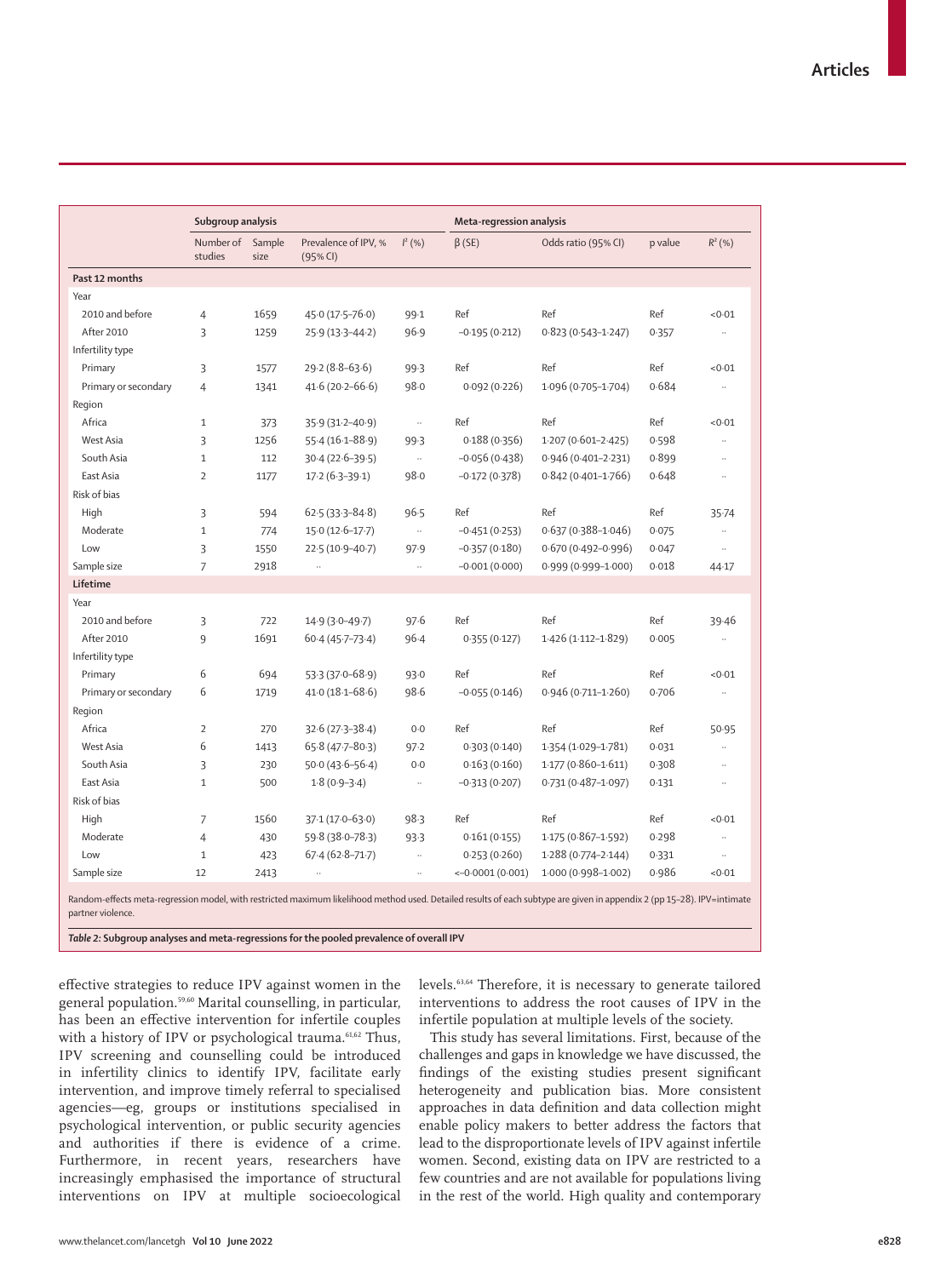| | Subgroup analysis | | | | Meta-regression analysis | | | |
|---|---|---|---|---|---|---|---|---|
| | Number of studies | Sample size | Prevalence of IPV, % (95% CI) | $I^2$ (%) | β (SE) | Odds ratio (95% CI) | p value | $R^2$ (%) |
| **Past 12 months** | | | | | | | | |
| Year | | | | | | | | |
| 2010 and before | 4 | 1659 | 45·0 (17·5–76·0) | 99·1 | Ref | Ref | Ref | <0·01 |
| After 2010 | 3 | 1259 | 25·9 (13·3–44·2) | 96·9 | −0·195 (0·212) | 0·823 (0·543–1·247) | 0·357 | .. |
| Infertility type | | | | | | | | |
| Primary | 3 | 1577 | 29·2 (8·8–63·6) | 99·3 | Ref | Ref | Ref | <0·01 |
| Primary or secondary | 4 | 1341 | 41·6 (20·2–66·6) | 98·0 | 0·092 (0·226) | 1·096 (0·705–1·704) | 0·684 | .. |
| Region | | | | | | | | |
| Africa | 1 | 373 | 35·9 (31·2–40·9) | .. | Ref | Ref | Ref | <0·01 |
| West Asia | 3 | 1256 | 55·4 (16·1–88·9) | 99·3 | 0·188 (0·356) | 1·207 (0·601–2·425) | 0·598 | .. |
| South Asia | 1 | 112 | 30·4 (22·6–39·5) | .. | −0·056 (0·438) | 0·946 (0·401–2·231) | 0·899 | .. |
| East Asia | 2 | 1177 | 17·2 (6·3–39·1) | 98·0 | −0·172 (0·378) | 0·842 (0·401–1·766) | 0·648 | .. |
| Risk of bias | | | | | | | | |
| High | 3 | 594 | 62·5 (33·3–84·8) | 96·5 | Ref | Ref | Ref | 35·74 |
| Moderate | 1 | 774 | 15·0 (12·6–17·7) | .. | −0·451 (0·253) | 0·637 (0·388–1·046) | 0·075 | .. |
| Low | 3 | 1550 | 22·5 (10·9–40·7) | 97·9 | −0·357 (0·180) | 0·670 (0·492–0·996) | 0·047 | .. |
| Sample size | 7 | 2918 | .. | .. | −0·001 (0·000) | 0·999 (0·999–1·000) | 0·018 | 44·17 |
| **Lifetime** | | | | | | | | |
| Year | | | | | | | | |
| 2010 and before | 3 | 722 | 14·9 (3·0–49·7) | 97·6 | Ref | Ref | Ref | 39·46 |
| After 2010 | 9 | 1691 | 60·4 (45·7–73·4) | 96·4 | 0·355 (0·127) | 1·426 (1·112–1·829) | 0·005 | .. |
| Infertility type | | | | | | | | |
| Primary | 6 | 694 | 53·3 (37·0–68·9) | 93·0 | Ref | Ref | Ref | <0·01 |
| Primary or secondary | 6 | 1719 | 41·0 (18·1–68·6) | 98·6 | −0·055 (0·146) | 0·946 (0·711–1·260) | 0·706 | .. |
| Region | | | | | | | | |
| Africa | 2 | 270 | 32·6 (27·3–38·4) | 0·0 | Ref | Ref | Ref | 50·95 |
| West Asia | 6 | 1413 | 65·8 (47·7–80·3) | 97·2 | 0·303 (0·140) | 1·354 (1·029–1·781) | 0·031 | .. |
| South Asia | 3 | 230 | 50·0 (43·6–56·4) | 0·0 | 0·163 (0·160) | 1·177 (0·860–1·611) | 0·308 | .. |
| East Asia | 1 | 500 | 1·8 (0·9–3·4) | .. | −0·313 (0·207) | 0·731 (0·487–1·097) | 0·131 | .. |
| Risk of bias | | | | | | | | |
| High | 7 | 1560 | 37·1 (17·0–63·0) | 98·3 | Ref | Ref | Ref | <0·01 |
| Moderate | 4 | 430 | 59·8 (38·0–78·3) | 93·3 | 0·161 (0·155) | 1·175 (0·867–1·592) | 0·298 | .. |
| Low | 1 | 423 | 67·4 (62·8–71·7) | .. | 0·253 (0·260) | 1·288 (0·774–2·144) | 0·331 | .. |
| Sample size | 12 | 2413 | .. | .. | <−0·0001 (0·001) | 1·000 (0·998–1·002) | 0·986 | <0·01 |

Random-effects meta-regression model, with restricted maximum likelihood method used. Detailed results of each subtype are given in appendix 2 (pp 15–28). IPV=intimate partner violence.

***Table 2:* Subgroup analyses and meta-regressions for the pooled prevalence of overall IPV**

effective strategies to reduce IPV against women in the general population.[59,60] Marital counselling, in particular, has been an effective intervention for infertile couples with a history of IPV or psychological trauma.[61,62] Thus, IPV screening and counselling could be introduced in infertility clinics to identify IPV, facilitate early intervention, and improve timely referral to specialised agencies—eg, groups or institutions specialised in psychological intervention, or public security agencies and authorities if there is evidence of a crime. Furthermore, in recent years, researchers have increasingly emphasised the importance of structural interventions on IPV at multiple socioecological levels.[63,64] Therefore, it is necessary to generate tailored interventions to address the root causes of IPV in the infertile population at multiple levels of the society.

This study has several limitations. First, because of the challenges and gaps in knowledge we have discussed, the findings of the existing studies present significant heterogeneity and publication bias. More consistent approaches in data definition and data collection might enable policy makers to better address the factors that lead to the disproportionate levels of IPV against infertile women. Second, existing data on IPV are restricted to a few countries and are not available for populations living in the rest of the world. High quality and contemporary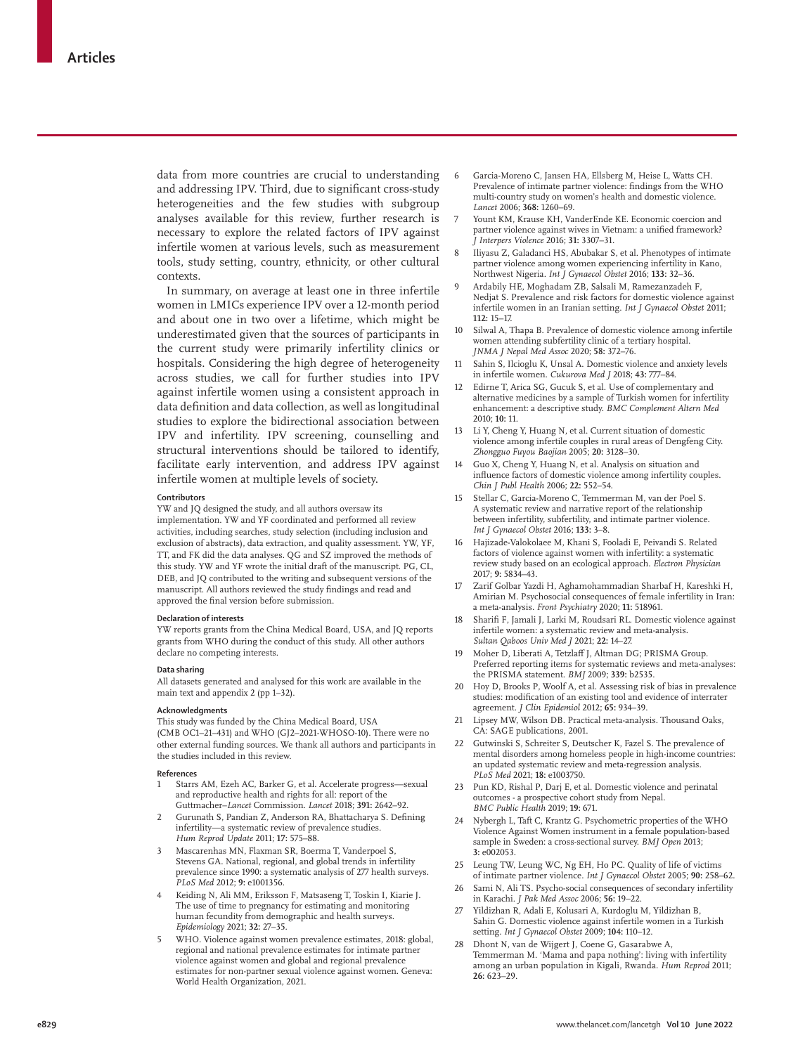data from more countries are crucial to understanding and addressing IPV. Third, due to significant cross-study heterogeneities and the few studies with subgroup analyses available for this review, further research is necessary to explore the related factors of IPV against infertile women at various levels, such as measurement tools, study setting, country, ethnicity, or other cultural contexts.

In summary, on average at least one in three infertile women in LMICs experience IPV over a 12-month period and about one in two over a lifetime, which might be underestimated given that the sources of participants in the current study were primarily infertility clinics or hospitals. Considering the high degree of heterogeneity across studies, we call for further studies into IPV against infertile women using a consistent approach in data definition and data collection, as well as longitudinal studies to explore the bidirectional association between IPV and infertility. IPV screening, counselling and structural interventions should be tailored to identify, facilitate early intervention, and address IPV against infertile women at multiple levels of society.

#### Contributors

YW and JQ designed the study, and all authors oversaw its implementation. YW and YF coordinated and performed all review activities, including searches, study selection (including inclusion and exclusion of abstracts), data extraction, and quality assessment. YW, YF, TT, and FK did the data analyses. QG and SZ improved the methods of this study. YW and YF wrote the initial draft of the manuscript. PG, CL, DEB, and JQ contributed to the writing and subsequent versions of the manuscript. All authors reviewed the study findings and read and approved the final version before submission.

#### Declaration of interests

YW reports grants from the China Medical Board, USA, and JQ reports grants from WHO during the conduct of this study. All other authors declare no competing interests.

#### Data sharing

All datasets generated and analysed for this work are available in the main text and appendix 2 (pp 1–32).

#### Acknowledgments

This study was funded by the China Medical Board, USA (CMB OC1–21–431) and WHO (GJ2–2021-WHOSO-10). There were no other external funding sources. We thank all authors and participants in the studies included in this review.

#### References

1. Starrs AM, Ezeh AC, Barker G, et al. Accelerate progress—sexual and reproductive health and rights for all: report of the Guttmacher–*Lancet* Commission. *Lancet* 2018; **391:** 2642–92.
2. Gurunath S, Pandian Z, Anderson RA, Bhattacharya S. Defining infertility—a systematic review of prevalence studies. *Hum Reprod Update* 2011; **17:** 575–88.
3. Mascarenhas MN, Flaxman SR, Boerma T, Vanderpoel S, Stevens GA. National, regional, and global trends in infertility prevalence since 1990: a systematic analysis of 277 health surveys. *PLoS Med* 2012; **9:** e1001356.
4. Keiding N, Ali MM, Eriksson F, Matsaseng T, Toskin I, Kiarie J. The use of time to pregnancy for estimating and monitoring human fecundity from demographic and health surveys. *Epidemiology* 2021; **32:** 27–35.
5. WHO. Violence against women prevalence estimates, 2018: global, regional and national prevalence estimates for intimate partner violence against women and global and regional prevalence estimates for non-partner sexual violence against women. Geneva: World Health Organization, 2021.
6. Garcia-Moreno C, Jansen HA, Ellsberg M, Heise L, Watts CH. Prevalence of intimate partner violence: findings from the WHO multi-country study on women's health and domestic violence. *Lancet* 2006; **368:** 1260–69.
7. Yount KM, Krause KH, VanderEnde KE. Economic coercion and partner violence against wives in Vietnam: a unified framework? *J Interpers Violence* 2016; **31:** 3307–31.
8. Iliyasu Z, Galadanci HS, Abubakar S, et al. Phenotypes of intimate partner violence among women experiencing infertility in Kano, Northwest Nigeria. *Int J Gynaecol Obstet* 2016; **133:** 32–36.
9. Ardabily HE, Moghadam ZB, Salsali M, Ramezanzadeh F, Nedjat S. Prevalence and risk factors for domestic violence against infertile women in an Iranian setting. *Int J Gynaecol Obstet* 2011; **112:** 15–17.
10. Silwal A, Thapa B. Prevalence of domestic violence among infertile women attending subfertility clinic of a tertiary hospital. *JNMA J Nepal Med Assoc* 2020; **58:** 372–76.
11. Sahin S, Ilcioglu K, Unsal A. Domestic violence and anxiety levels in infertile women. *Cukurova Med J* 2018; **43:** 777–84.
12. Edirne T, Arica SG, Gucuk S, et al. Use of complementary and alternative medicines by a sample of Turkish women for infertility enhancement: a descriptive study. *BMC Complement Altern Med* 2010; **10:** 11.
13. Li Y, Cheng Y, Huang N, et al. Current situation of domestic violence among infertile couples in rural areas of Dengfeng City. *Zhongguo Fuyou Baojian* 2005; **20:** 3128–30.
14. Guo X, Cheng Y, Huang N, et al. Analysis on situation and influence factors of domestic violence among infertility couples. *Chin J Publ Health* 2006; **22:** 552–54.
15. Stellar C, Garcia-Moreno C, Temmerman M, van der Poel S. A systematic review and narrative report of the relationship between infertility, subfertility, and intimate partner violence. *Int J Gynaecol Obstet* 2016; **133:** 3–8.
16. Hajizade-Valokolaee M, Khani S, Fooladi E, Peivandi S. Related factors of violence against women with infertility: a systematic review study based on an ecological approach. *Electron Physician* 2017; **9:** 5834–43.
17. Zarif Golbar Yazdi H, Aghamohammadian Sharbaf H, Kareshki H, Amirian M. Psychosocial consequences of female infertility in Iran: a meta-analysis. *Front Psychiatry* 2020; **11:** 518961.
18. Sharifi F, Jamali J, Larki M, Roudsari RL. Domestic violence against infertile women: a systematic review and meta-analysis. *Sultan Qaboos Univ Med J* 2021; **22:** 14–27.
19. Moher D, Liberati A, Tetzlaff J, Altman DG; PRISMA Group. Preferred reporting items for systematic reviews and meta-analyses: the PRISMA statement. *BMJ* 2009; **339:** b2535.
20. Hoy D, Brooks P, Woolf A, et al. Assessing risk of bias in prevalence studies: modification of an existing tool and evidence of interrater agreement. *J Clin Epidemiol* 2012; **65:** 934–39.
21. Lipsey MW, Wilson DB. Practical meta-analysis. Thousand Oaks, CA: SAGE publications, 2001.
22. Gutwinski S, Schreiter S, Deutscher K, Fazel S. The prevalence of mental disorders among homeless people in high-income countries: an updated systematic review and meta-regression analysis. *PLoS Med* 2021; **18:** e1003750.
23. Pun KD, Rishal P, Darj E, et al. Domestic violence and perinatal outcomes - a prospective cohort study from Nepal. *BMC Public Health* 2019; **19:** 671.
24. Nybergh L, Taft C, Krantz G. Psychometric properties of the WHO Violence Against Women instrument in a female population-based sample in Sweden: a cross-sectional survey. *BMJ Open* 2013; **3:** e002053.
25. Leung TW, Leung WC, Ng EH, Ho PC. Quality of life of victims of intimate partner violence. *Int J Gynaecol Obstet* 2005; **90:** 258–62.
26. Sami N, Ali TS. Psycho-social consequences of secondary infertility in Karachi. *J Pak Med Assoc* 2006; **56:** 19–22.
27. Yildizhan R, Adali E, Kolusari A, Kurdoglu M, Yildizhan B, Sahin G. Domestic violence against infertile women in a Turkish setting. *Int J Gynaecol Obstet* 2009; **104:** 110–12.
28. Dhont N, van de Wijgert J, Coene G, Gasarabwe A, Temmerman M. 'Mama and papa nothing': living with infertility among an urban population in Kigali, Rwanda. *Hum Reprod* 2011; **26:** 623–29.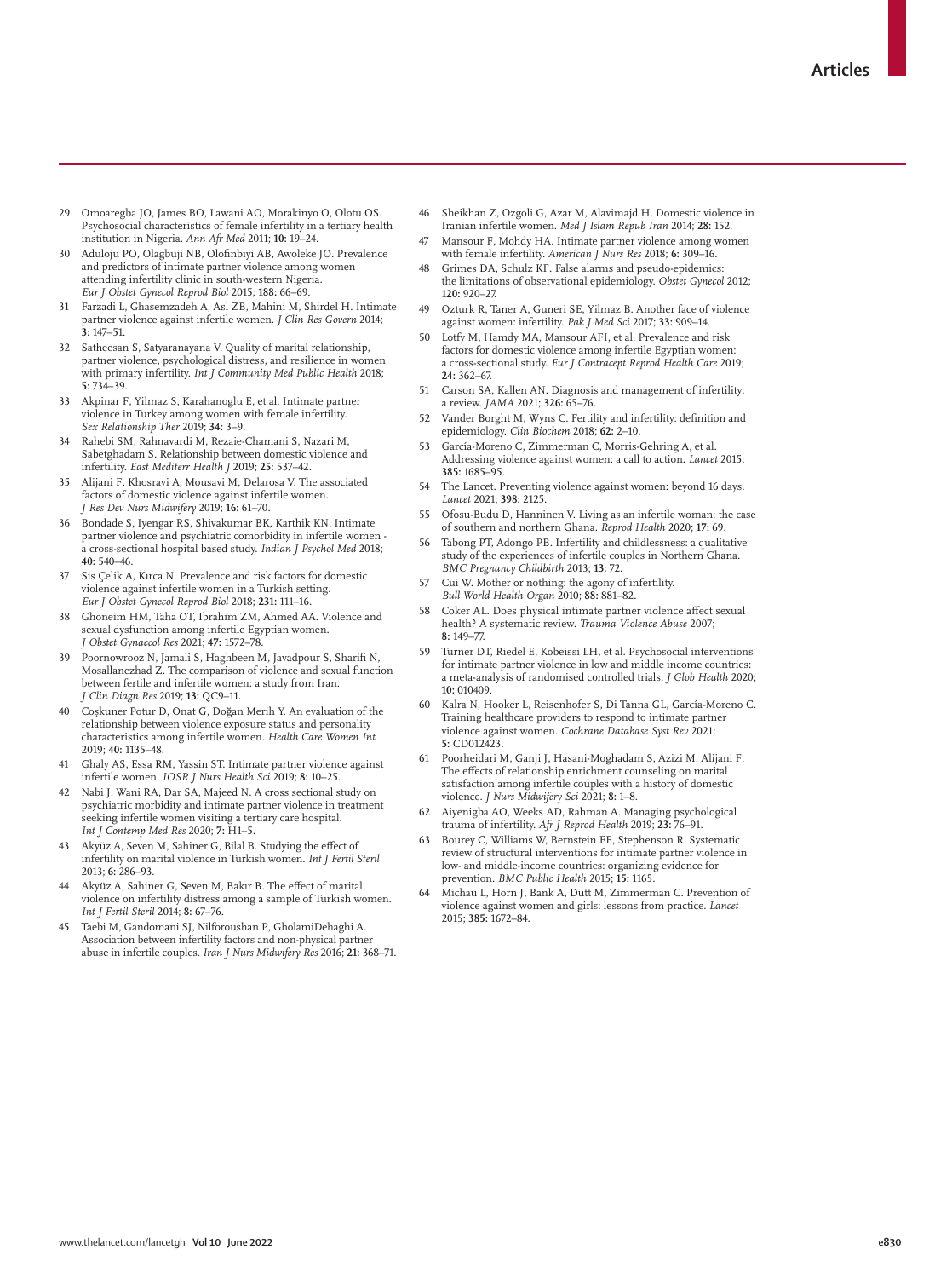29 Omoaregba JO, James BO, Lawani AO, Morakinyo O, Olotu OS. Psychosocial characteristics of female infertility in a tertiary health institution in Nigeria. *Ann Afr Med* 2011; **10:** 19–24.

30 Aduloju PO, Olagbuji NB, Olofinbiyi AB, Awoleke JO. Prevalence and predictors of intimate partner violence among women attending infertility clinic in south-western Nigeria. *Eur J Obstet Gynecol Reprod Biol* 2015; **188:** 66–69.

31 Farzadi L, Ghasemzadeh A, Asl ZB, Mahini M, Shirdel H. Intimate partner violence against infertile women. *J Clin Res Govern* 2014; **3:** 147–51.

32 Satheesan S, Satyaranayana V. Quality of marital relationship, partner violence, psychological distress, and resilience in women with primary infertility. *Int J Community Med Public Health* 2018; **5:** 734–39.

33 Akpinar F, Yilmaz S, Karahanoglu E, et al. Intimate partner violence in Turkey among women with female infertility. *Sex Relationship Ther* 2019; **34:** 3–9.

34 Rahebi SM, Rahnavardi M, Rezaie-Chamani S, Nazari M, Sabetghadam S. Relationship between domestic violence and infertility. *East Mediterr Health J* 2019; **25:** 537–42.

35 Alijani F, Khosravi A, Mousavi M, Delarosa V. The associated factors of domestic violence against infertile women. *J Res Dev Nurs Midwifery* 2019; **16:** 61–70.

36 Bondade S, Iyengar RS, Shivakumar BK, Karthik KN. Intimate partner violence and psychiatric comorbidity in infertile women - a cross-sectional hospital based study. *Indian J Psychol Med* 2018; **40:** 540–46.

37 Sis Çelik A, Kırca N. Prevalence and risk factors for domestic violence against infertile women in a Turkish setting. *Eur J Obstet Gynecol Reprod Biol* 2018; **231:** 111–16.

38 Ghoneim HM, Taha OT, Ibrahim ZM, Ahmed AA. Violence and sexual dysfunction among infertile Egyptian women. *J Obstet Gynaecol Res* 2021; **47:** 1572–78.

39 Poornowrooz N, Jamali S, Haghbeen M, Javadpour S, Sharifi N, Mosallanezhad Z. The comparison of violence and sexual function between fertile and infertile women: a study from Iran. *J Clin Diagn Res* 2019; **13:** QC9–11.

40 Coşkuner Potur D, Onat G, Doğan Merih Y. An evaluation of the relationship between violence exposure status and personality characteristics among infertile women. *Health Care Women Int* 2019; **40:** 1135–48.

41 Ghaly AS, Essa RM, Yassin ST. Intimate partner violence against infertile women. *IOSR J Nurs Health Sci* 2019; **8:** 10–25.

42 Nabi J, Wani RA, Dar SA, Majeed N. A cross sectional study on psychiatric morbidity and intimate partner violence in treatment seeking infertile women visiting a tertiary care hospital. *Int J Contemp Med Res* 2020; **7:** H1–5.

43 Akyüz A, Seven M, Sahiner G, Bilal B. Studying the effect of infertility on marital violence in Turkish women. *Int J Fertil Steril* 2013; **6:** 286–93.

44 Akyüz A, Sahiner G, Seven M, Bakır B. The effect of marital violence on infertility distress among a sample of Turkish women. *Int J Fertil Steril* 2014; **8:** 67–76.

45 Taebi M, Gandomani SJ, Nilforoushan P, GholamiDehaghi A. Association between infertility factors and non-physical partner abuse in infertile couples. *Iran J Nurs Midwifery Res* 2016; **21:** 368–71.

46 Sheikhan Z, Ozgoli G, Azar M, Alavimajd H. Domestic violence in Iranian infertile women. *Med J Islam Repub Iran* 2014; **28:** 152.

47 Mansour F, Mohdy HA. Intimate partner violence among women with female infertility. *American J Nurs Res* 2018; **6:** 309–16.

48 Grimes DA, Schulz KF. False alarms and pseudo-epidemics: the limitations of observational epidemiology. *Obstet Gynecol* 2012; **120:** 920–27.

49 Ozturk R, Taner A, Guneri SE, Yilmaz B. Another face of violence against women: infertility. *Pak J Med Sci* 2017; **33:** 909–14.

50 Lotfy M, Hamdy MA, Mansour AFI, et al. Prevalence and risk factors for domestic violence among infertile Egyptian women: a cross-sectional study. *Eur J Contracept Reprod Health Care* 2019; **24:** 362–67.

51 Carson SA, Kallen AN. Diagnosis and management of infertility: a review. *JAMA* 2021; **326:** 65–76.

52 Vander Borght M, Wyns C. Fertility and infertility: definition and epidemiology. *Clin Biochem* 2018; **62:** 2–10.

53 García-Moreno C, Zimmerman C, Morris-Gehring A, et al. Addressing violence against women: a call to action. *Lancet* 2015; **385:** 1685–95.

54 The Lancet. Preventing violence against women: beyond 16 days. *Lancet* 2021; **398:** 2125.

55 Ofosu-Budu D, Hanninen V. Living as an infertile woman: the case of southern and northern Ghana. *Reprod Health* 2020; **17:** 69.

56 Tabong PT, Adongo PB. Infertility and childlessness: a qualitative study of the experiences of infertile couples in Northern Ghana. *BMC Pregnancy Childbirth* 2013; **13:** 72.

57 Cui W. Mother or nothing: the agony of infertility. *Bull World Health Organ* 2010; **88:** 881–82.

58 Coker AL. Does physical intimate partner violence affect sexual health? A systematic review. *Trauma Violence Abuse* 2007; **8:** 149–77.

59 Turner DT, Riedel E, Kobeissi LH, et al. Psychosocial interventions for intimate partner violence in low and middle income countries: a meta-analysis of randomised controlled trials. *J Glob Health* 2020; **10:** 010409.

60 Kalra N, Hooker L, Reisenhofer S, Di Tanna GL, García-Moreno C. Training healthcare providers to respond to intimate partner violence against women. *Cochrane Database Syst Rev* 2021; **5:** CD012423.

61 Poorheidari M, Ganji J, Hasani-Moghadam S, Azizi M, Alijani F. The effects of relationship enrichment counseling on marital satisfaction among infertile couples with a history of domestic violence. *J Nurs Midwifery Sci* 2021; **8:** 1–8.

62 Aiyenigba AO, Weeks AD, Rahman A. Managing psychological trauma of infertility. *Afr J Reprod Health* 2019; **23:** 76–91.

63 Bourey C, Williams W, Bernstein EE, Stephenson R. Systematic review of structural interventions for intimate partner violence in low- and middle-income countries: organizing evidence for prevention. *BMC Public Health* 2015; **15:** 1165.

64 Michau L, Horn J, Bank A, Dutt M, Zimmerman C. Prevention of violence against women and girls: lessons from practice. *Lancet* 2015; **385:** 1672–84.